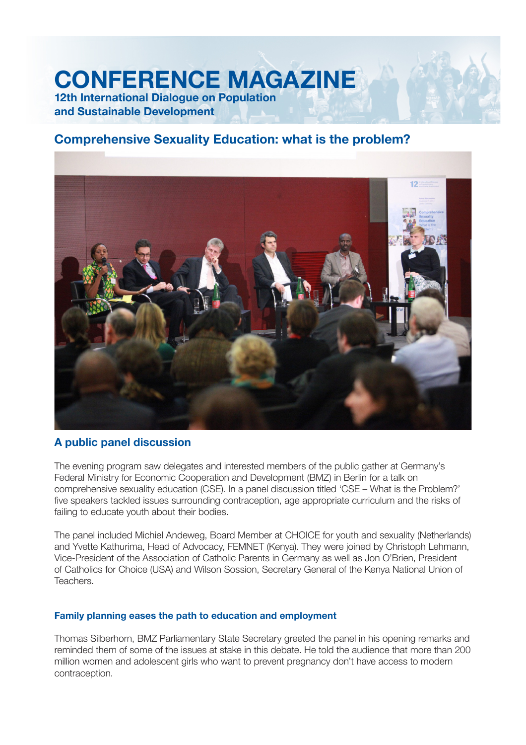# CONFERENCE MAGAZINE

**12th International Dialogue on Population and Sustainable Development**

## Comprehensive Sexuality Education: what is the problem?

### A public panel discussion

The evening program saw delegates and interested members of the public gather at Germany's Federal Ministry for Economic Cooperation and Development (BMZ) in Berlin for a talk on comprehensive sexuality education (CSE). In a panel discussion titled 'CSE – What is the Problem?' five speakers tackled issues surrounding contraception, age appropriate curriculum and the risks of failing to educate youth about their bodies.

The panel included Michiel Andeweg, Board Member at CHOICE for youth and sexuality (Netherlands) and Yvette Kathurima, Head of Advocacy, FEMNET (Kenya). They were joined by Christoph Lehmann, Vice-President of the Association of Catholic Parents in Germany as well as Jon O'Brien, President of Catholics for Choice (USA) and Wilson Sossion, Secretary General of the Kenya National Union of Teachers.

#### Family planning eases the path to education and employment

Thomas Silberhorn, BMZ Parliamentary State Secretary greeted the panel in his opening remarks and reminded them of some of the issues at stake in this debate. He told the audience that more than 200 million women and adolescent girls who want to prevent pregnancy don't have access to modern contraception.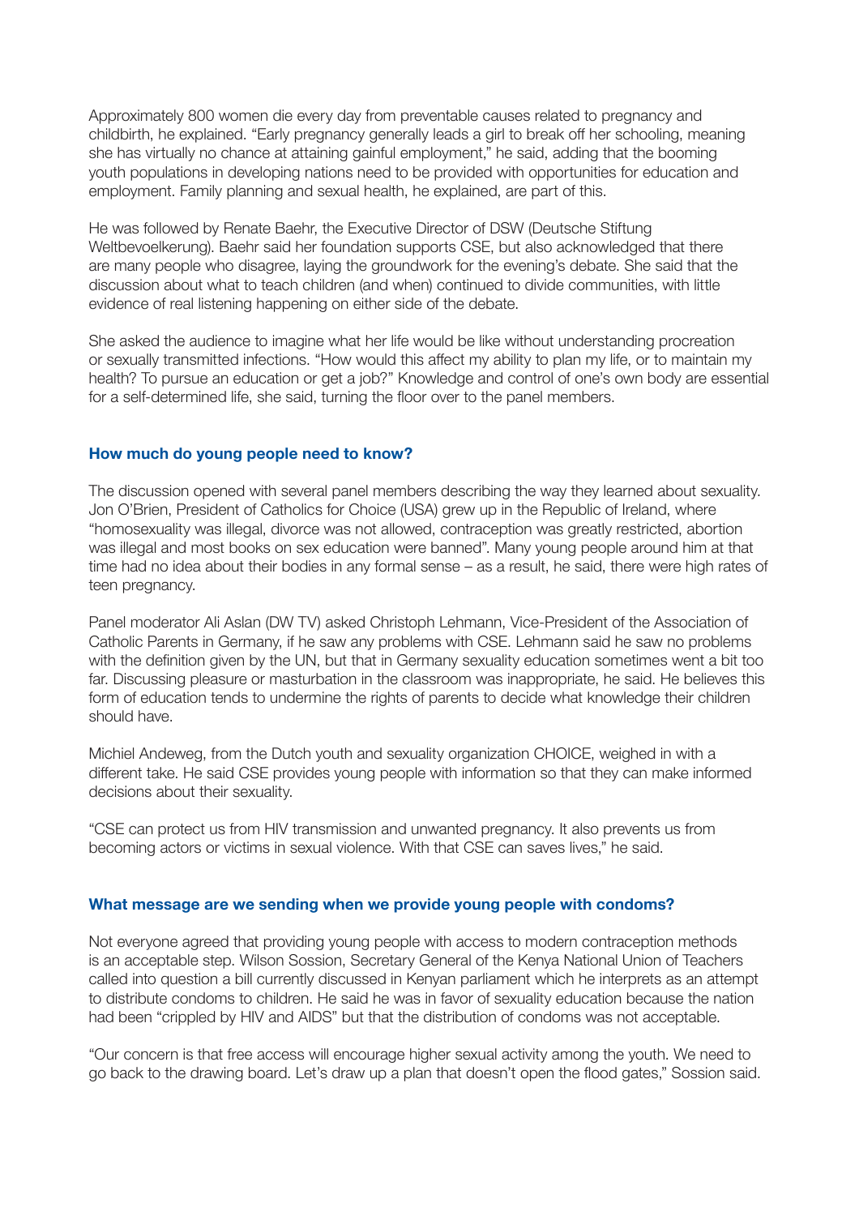Approximately 800 women die every day from preventable causes related to pregnancy and childbirth, he explained. "Early pregnancy generally leads a girl to break off her schooling, meaning she has virtually no chance at attaining gainful employment," he said, adding that the booming youth populations in developing nations need to be provided with opportunities for education and employment. Family planning and sexual health, he explained, are part of this.

He was followed by Renate Baehr, the Executive Director of DSW (Deutsche Stiftung Weltbevoelkerung). Baehr said her foundation supports CSE, but also acknowledged that there are many people who disagree, laying the groundwork for the evening's debate. She said that the discussion about what to teach children (and when) continued to divide communities, with little evidence of real listening happening on either side of the debate.

She asked the audience to imagine what her life would be like without understanding procreation or sexually transmitted infections. "How would this affect my ability to plan my life, or to maintain my health? To pursue an education or get a job?" Knowledge and control of one's own body are essential for a self-determined life, she said, turning the floor over to the panel members.

### How much do young people need to know?

The discussion opened with several panel members describing the way they learned about sexuality. Jon O'Brien, President of Catholics for Choice (USA) grew up in the Republic of Ireland, where "homosexuality was illegal, divorce was not allowed, contraception was greatly restricted, abortion was illegal and most books on sex education were banned". Many young people around him at that time had no idea about their bodies in any formal sense – as a result, he said, there were high rates of teen pregnancy.

Panel moderator Ali Aslan (DW TV) asked Christoph Lehmann, Vice-President of the Association of Catholic Parents in Germany, if he saw any problems with CSE. Lehmann said he saw no problems with the definition given by the UN, but that in Germany sexuality education sometimes went a bit too far. Discussing pleasure or masturbation in the classroom was inappropriate, he said. He believes this form of education tends to undermine the rights of parents to decide what knowledge their children should have.

Michiel Andeweg, from the Dutch youth and sexuality organization CHOICE, weighed in with a different take. He said CSE provides young people with information so that they can make informed decisions about their sexuality.

"CSE can protect us from HIV transmission and unwanted pregnancy. It also prevents us from becoming actors or victims in sexual violence. With that CSE can saves lives," he said.

### What message are we sending when we provide young people with condoms?

Not everyone agreed that providing young people with access to modern contraception methods is an acceptable step. Wilson Sossion, Secretary General of the Kenya National Union of Teachers called into question a bill currently discussed in Kenyan parliament which he interprets as an attempt to distribute condoms to children. He said he was in favor of sexuality education because the nation had been "crippled by HIV and AIDS" but that the distribution of condoms was not acceptable.

"Our concern is that free access will encourage higher sexual activity among the youth. We need to go back to the drawing board. Let's draw up a plan that doesn't open the flood gates," Sossion said.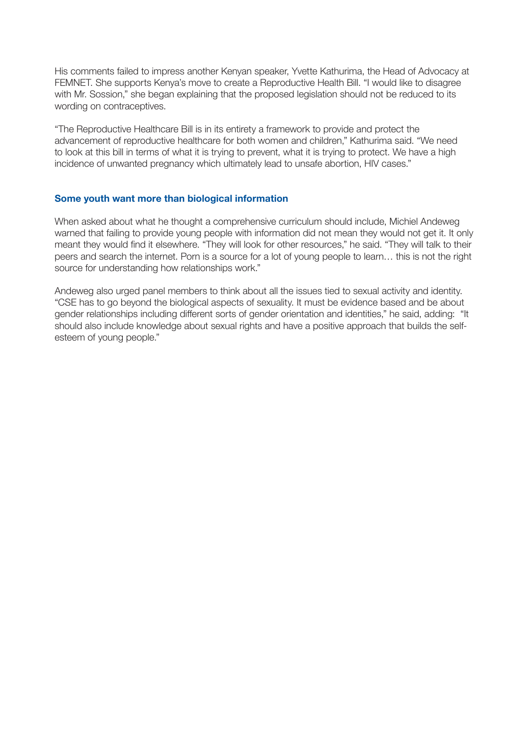His comments failed to impress another Kenyan speaker, Yvette Kathurima, the Head of Advocacy at FEMNET. She supports Kenya's move to create a Reproductive Health Bill. "I would like to disagree with Mr. Sossion," she began explaining that the proposed legislation should not be reduced to its wording on contraceptives.

"The Reproductive Healthcare Bill is in its entirety a framework to provide and protect the advancement of reproductive healthcare for both women and children," Kathurima said. "We need to look at this bill in terms of what it is trying to prevent, what it is trying to protect. We have a high incidence of unwanted pregnancy which ultimately lead to unsafe abortion, HIV cases."

## Some youth want more than biological information

When asked about what he thought a comprehensive curriculum should include, Michiel Andeweg warned that failing to provide young people with information did not mean they would not get it. It only meant they would find it elsewhere. "They will look for other resources," he said. "They will talk to their peers and search the internet. Porn is a source for a lot of young people to learn… this is not the right source for understanding how relationships work."

Andeweg also urged panel members to think about all the issues tied to sexual activity and identity. "CSE has to go beyond the biological aspects of sexuality. It must be evidence based and be about gender relationships including different sorts of gender orientation and identities," he said, adding: "It should also include knowledge about sexual rights and have a positive approach that builds the self-esteem of young people."